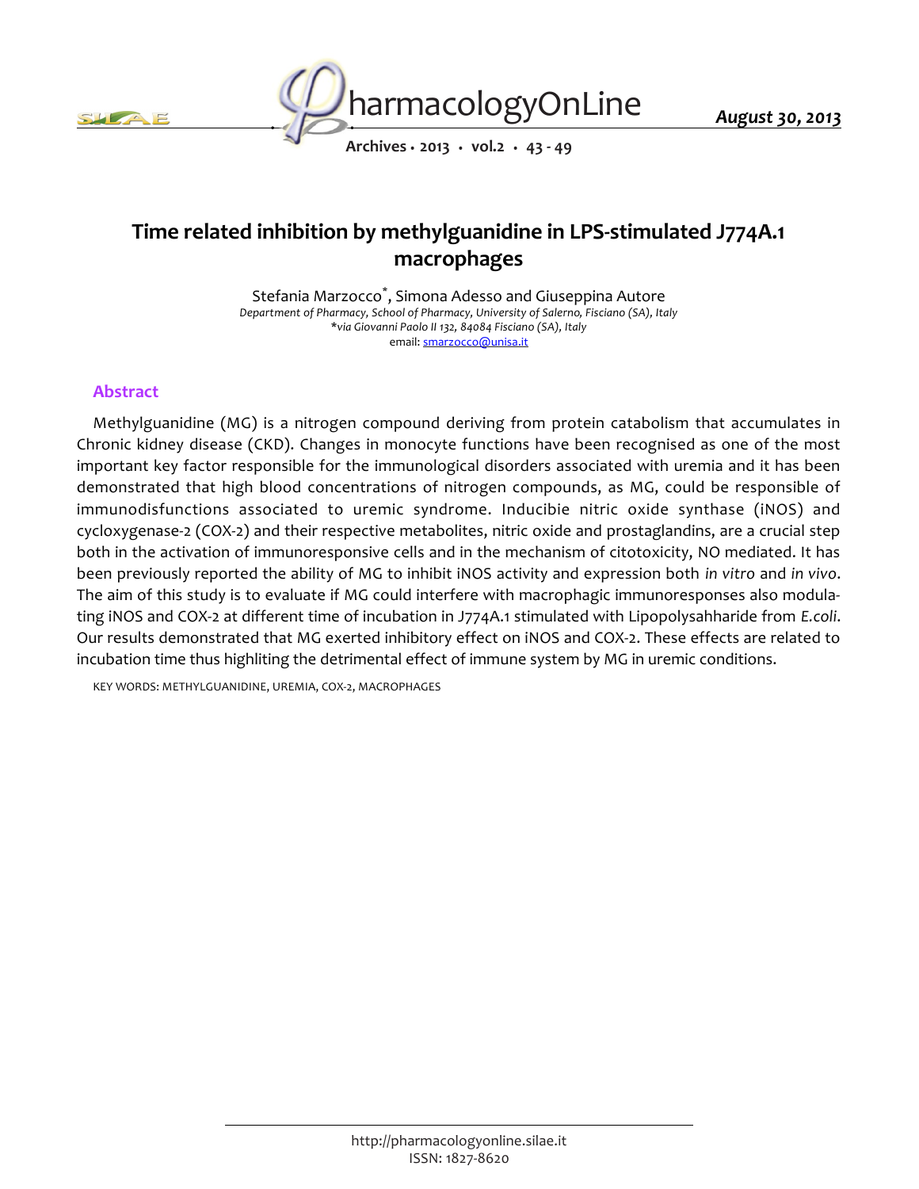# Time related inhibition by methylguanidine in LPS-stimulated J774A.1 macrophages

Stefania Marzocco*, Simona Adesso and Giuseppina Autore

*Department of Pharmacy, School of Pharmacy, University of Salerno, Fisciano (SA), Italy*
*\*via Giovanni Paolo II 132, 84084 Fisciano (SA), Italy*
email: smarzocco@unisa.it

## Abstract

Methylguanidine (MG) is a nitrogen compound deriving from protein catabolism that accumulates in Chronic kidney disease (CKD). Changes in monocyte functions have been recognised as one of the most important key factor responsible for the immunological disorders associated with uremia and it has been demonstrated that high blood concentrations of nitrogen compounds, as MG, could be responsible of immunodisfunctions associated to uremic syndrome. Inducibie nitric oxide synthase (iNOS) and cycloxygenase-2 (COX-2) and their respective metabolites, nitric oxide and prostaglandins, are a crucial step both in the activation of immunoresponsive cells and in the mechanism of citotoxicity, NO mediated. It has been previously reported the ability of MG to inhibit iNOS activity and expression both *in vitro* and *in vivo*. The aim of this study is to evaluate if MG could interfere with macrophagic immunoresponses also modulating iNOS and COX-2 at different time of incubation in J774A.1 stimulated with Lipopolysahharide from *E.coli*. Our results demonstrated that MG exerted inhibitory effect on iNOS and COX-2. These effects are related to incubation time thus highliting the detrimental effect of immune system by MG in uremic conditions.

KEY WORDS: METHYLGUANIDINE, UREMIA, COX-2, MACROPHAGES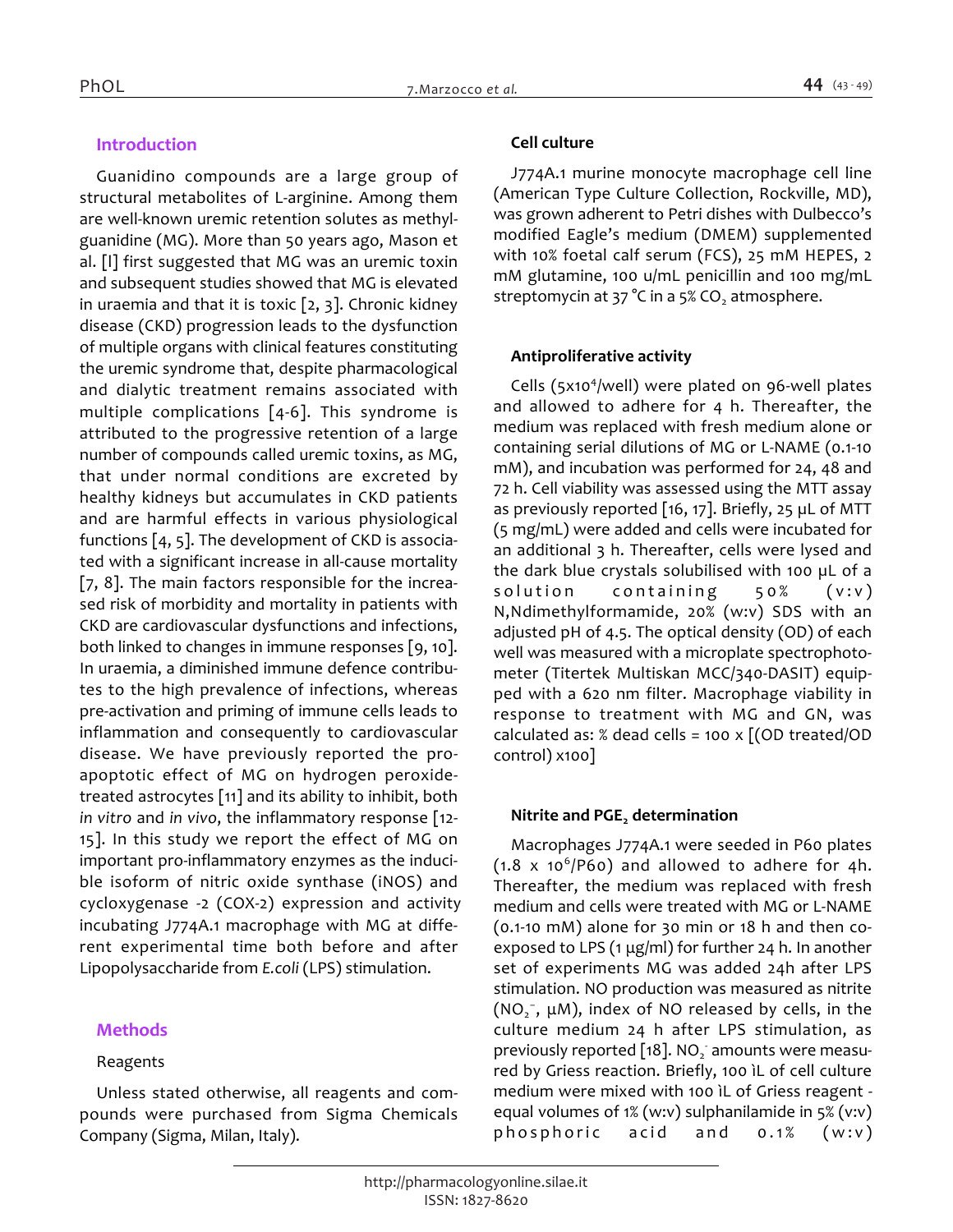## Introduction

Guanidino compounds are a large group of structural metabolites of L-arginine. Among them are well-known uremic retention solutes as methylguanidine (MG). More than 50 years ago, Mason et al. [I] first suggested that MG was an uremic toxin and subsequent studies showed that MG is elevated in uraemia and that it is toxic [2, 3]. Chronic kidney disease (CKD) progression leads to the dysfunction of multiple organs with clinical features constituting the uremic syndrome that, despite pharmacological and dialytic treatment remains associated with multiple complications [4-6]. This syndrome is attributed to the progressive retention of a large number of compounds called uremic toxins, as MG, that under normal conditions are excreted by healthy kidneys but accumulates in CKD patients and are harmful effects in various physiological functions [4, 5]. The development of CKD is associated with a significant increase in all-cause mortality [7, 8]. The main factors responsible for the increased risk of morbidity and mortality in patients with CKD are cardiovascular dysfunctions and infections, both linked to changes in immune responses [9, 10]. In uraemia, a diminished immune defence contributes to the high prevalence of infections, whereas pre-activation and priming of immune cells leads to inflammation and consequently to cardiovascular disease. We have previously reported the pro-apoptotic effect of MG on hydrogen peroxide-treated astrocytes [11] and its ability to inhibit, both *in vitro* and *in vivo*, the inflammatory response [12-15]. In this study we report the effect of MG on important pro-inflammatory enzymes as the inducible isoform of nitric oxide synthase (iNOS) and cycloxygenase -2 (COX-2) expression and activity incubating J774A.1 macrophage with MG at different experimental time both before and after Lipopolysaccharide from *E.coli* (LPS) stimulation.

## Methods

Reagents

Unless stated otherwise, all reagents and compounds were purchased from Sigma Chemicals Company (Sigma, Milan, Italy).

### Cell culture

J774A.1 murine monocyte macrophage cell line (American Type Culture Collection, Rockville, MD), was grown adherent to Petri dishes with Dulbecco's modified Eagle's medium (DMEM) supplemented with 10% foetal calf serum (FCS), 25 mM HEPES, 2 mM glutamine, 100 u/mL penicillin and 100 mg/mL streptomycin at 37 °C in a 5% $CO_2$ atmosphere.

### Antiproliferative activity

Cells ($5x10^4$/well) were plated on 96-well plates and allowed to adhere for 4 h. Thereafter, the medium was replaced with fresh medium alone or containing serial dilutions of MG or L-NAME (0.1-10 mM), and incubation was performed for 24, 48 and 72 h. Cell viability was assessed using the MTT assay as previously reported [16, 17]. Briefly, 25 µL of MTT (5 mg/mL) were added and cells were incubated for an additional 3 h. Thereafter, cells were lysed and the dark blue crystals solubilised with 100 µL of a solution containing 50% (v:v) N,Ndimethylformamide, 20% (w:v) SDS with an adjusted pH of 4.5. The optical density (OD) of each well was measured with a microplate spectrophotometer (Titertek Multiskan MCC/340-DASIT) equipped with a 620 nm filter. Macrophage viability in response to treatment with MG and GN, was calculated as: % dead cells = 100 x [(OD treated/OD control) x100]

### Nitrite and $PGE_2$ determination

Macrophages J774A.1 were seeded in P60 plates ($1.8 \times 10^6$/P60) and allowed to adhere for 4h. Thereafter, the medium was replaced with fresh medium and cells were treated with MG or L-NAME (0.1-10 mM) alone for 30 min or 18 h and then co-exposed to LPS (1 µg/ml) for further 24 h. In another set of experiments MG was added 24h after LPS stimulation. NO production was measured as nitrite ($NO_2^-$, µM), index of NO released by cells, in the culture medium 24 h after LPS stimulation, as previously reported [18]. $NO_2^-$ amounts were measured by Griess reaction. Briefly, 100 ìL of cell culture medium were mixed with 100 ìL of Griess reagent - equal volumes of 1% (w:v) sulphanilamide in 5% (v:v) phosphoric acid and 0.1% (w:v)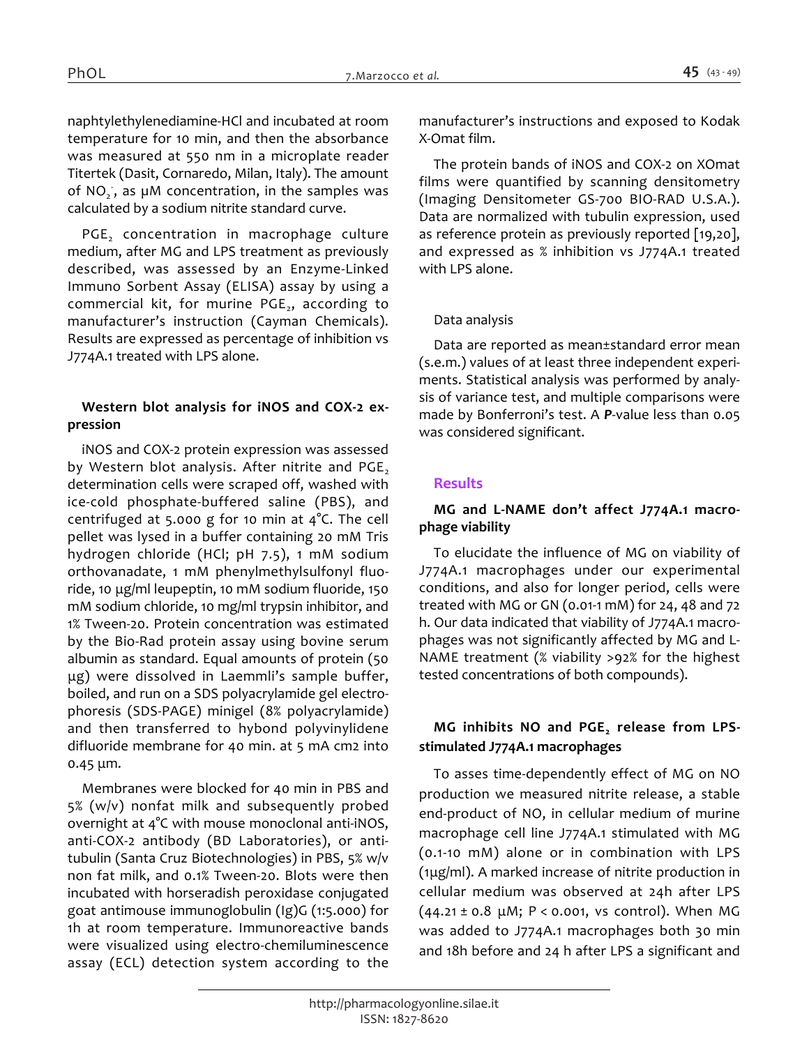naphtylethylenediamine-HCl and incubated at room temperature for 10 min, and then the absorbance was measured at 550 nm in a microplate reader Titertek (Dasit, Cornaredo, Milan, Italy). The amount of $NO_2^-$, as µM concentration, in the samples was calculated by a sodium nitrite standard curve.

$PGE_2$ concentration in macrophage culture medium, after MG and LPS treatment as previously described, was assessed by an Enzyme-Linked Immuno Sorbent Assay (ELISA) assay by using a commercial kit, for murine $PGE_2$, according to manufacturer's instruction (Cayman Chemicals). Results are expressed as percentage of inhibition vs J774A.1 treated with LPS alone.

### Western blot analysis for iNOS and COX-2 expression

iNOS and COX-2 protein expression was assessed by Western blot analysis. After nitrite and $PGE_2$ determination cells were scraped off, washed with ice-cold phosphate-buffered saline (PBS), and centrifuged at 5.000 g for 10 min at 4°C. The cell pellet was lysed in a buffer containing 20 mM Tris hydrogen chloride (HCl; pH 7.5), 1 mM sodium orthovanadate, 1 mM phenylmethylsulfonyl fluoride, 10 µg/ml leupeptin, 10 mM sodium fluoride, 150 mM sodium chloride, 10 mg/ml trypsin inhibitor, and 1% Tween-20. Protein concentration was estimated by the Bio-Rad protein assay using bovine serum albumin as standard. Equal amounts of protein (50 µg) were dissolved in Laemmli's sample buffer, boiled, and run on a SDS polyacrylamide gel electrophoresis (SDS-PAGE) minigel (8% polyacrylamide) and then transferred to hybond polyvinylidene difluoride membrane for 40 min. at 5 mA cm2 into 0.45 µm.

Membranes were blocked for 40 min in PBS and 5% (w/v) nonfat milk and subsequently probed overnight at 4°C with mouse monoclonal anti-iNOS, anti-COX-2 antibody (BD Laboratories), or anti-tubulin (Santa Cruz Biotechnologies) in PBS, 5% w/v non fat milk, and 0.1% Tween-20. Blots were then incubated with horseradish peroxidase conjugated goat antimouse immunoglobulin (Ig)G (1:5.000) for 1h at room temperature. Immunoreactive bands were visualized using electro-chemiluminescence assay (ECL) detection system according to the manufacturer's instructions and exposed to Kodak X-Omat film.

The protein bands of iNOS and COX-2 on XOmat films were quantified by scanning densitometry (Imaging Densitometer GS-700 BIO-RAD U.S.A.). Data are normalized with tubulin expression, used as reference protein as previously reported [19,20], and expressed as % inhibition vs J774A.1 treated with LPS alone.

### Data analysis

Data are reported as mean±standard error mean (s.e.m.) values of at least three independent experiments. Statistical analysis was performed by analysis of variance test, and multiple comparisons were made by Bonferroni's test. A ***P***-value less than 0.05 was considered significant.

## Results

### MG and L-NAME don't affect J774A.1 macrophage viability

To elucidate the influence of MG on viability of J774A.1 macrophages under our experimental conditions, and also for longer period, cells were treated with MG or GN (0.01-1 mM) for 24, 48 and 72 h. Our data indicated that viability of J774A.1 macrophages was not significantly affected by MG and L-NAME treatment (% viability >92% for the highest tested concentrations of both compounds).

### MG inhibits NO and $PGE_2$ release from LPS-stimulated J774A.1 macrophages

To asses time-dependently effect of MG on NO production we measured nitrite release, a stable end-product of NO, in cellular medium of murine macrophage cell line J774A.1 stimulated with MG (0.1-10 mM) alone or in combination with LPS (1µg/ml). A marked increase of nitrite production in cellular medium was observed at 24h after LPS (44.21 ± 0.8 µM; $P < 0.001$, vs control). When MG was added to J774A.1 macrophages both 30 min and 18h before and 24 h after LPS a significant and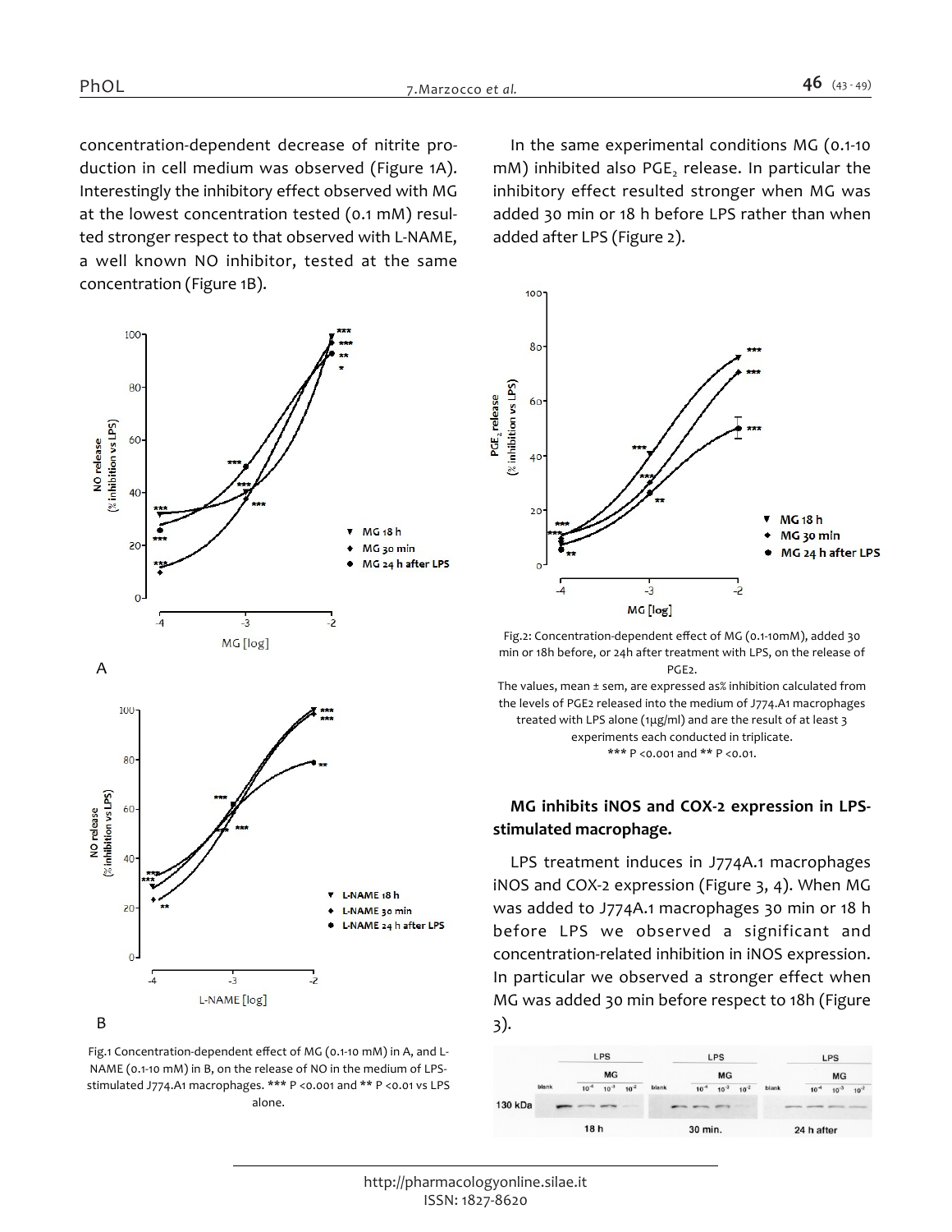concentration-dependent decrease of nitrite production in cell medium was observed (Figure 1A). Interestingly the inhibitory effect observed with MG at the lowest concentration tested (0.1 mM) resulted stronger respect to that observed with L-NAME, a well known NO inhibitor, tested at the same concentration (Figure 1B).

Fig.1 Concentration-dependent effect of MG (0.1-10 mM) in A, and L-NAME (0.1-10 mM) in B, on the release of NO in the medium of LPS-stimulated J774.A1 macrophages. *** P <0.001 and ** P <0.01 vs LPS alone.

In the same experimental conditions MG (0.1-10 mM) inhibited also $PGE_2$ release. In particular the inhibitory effect resulted stronger when MG was added 30 min or 18 h before LPS rather than when added after LPS (Figure 2).

Fig.2: Concentration-dependent effect of MG (0.1-10mM), added 30 min or 18h before, or 24h after treatment with LPS, on the release of PGE2.
The values, mean ± sem, are expressed as% inhibition calculated from the levels of PGE2 released into the medium of J774.A1 macrophages treated with LPS alone (1µg/ml) and are the result of at least 3 experiments each conducted in triplicate.
*** P <0.001 and ** P <0.01.

### MG inhibits iNOS and COX-2 expression in LPS-stimulated macrophage.

LPS treatment induces in J774A.1 macrophages iNOS and COX-2 expression (Figure 3, 4). When MG was added to J774A.1 macrophages 30 min or 18 h before LPS we observed a significant and concentration-related inhibition in iNOS expression. In particular we observed a stronger effect when MG was added 30 min before respect to 18h (Figure 3).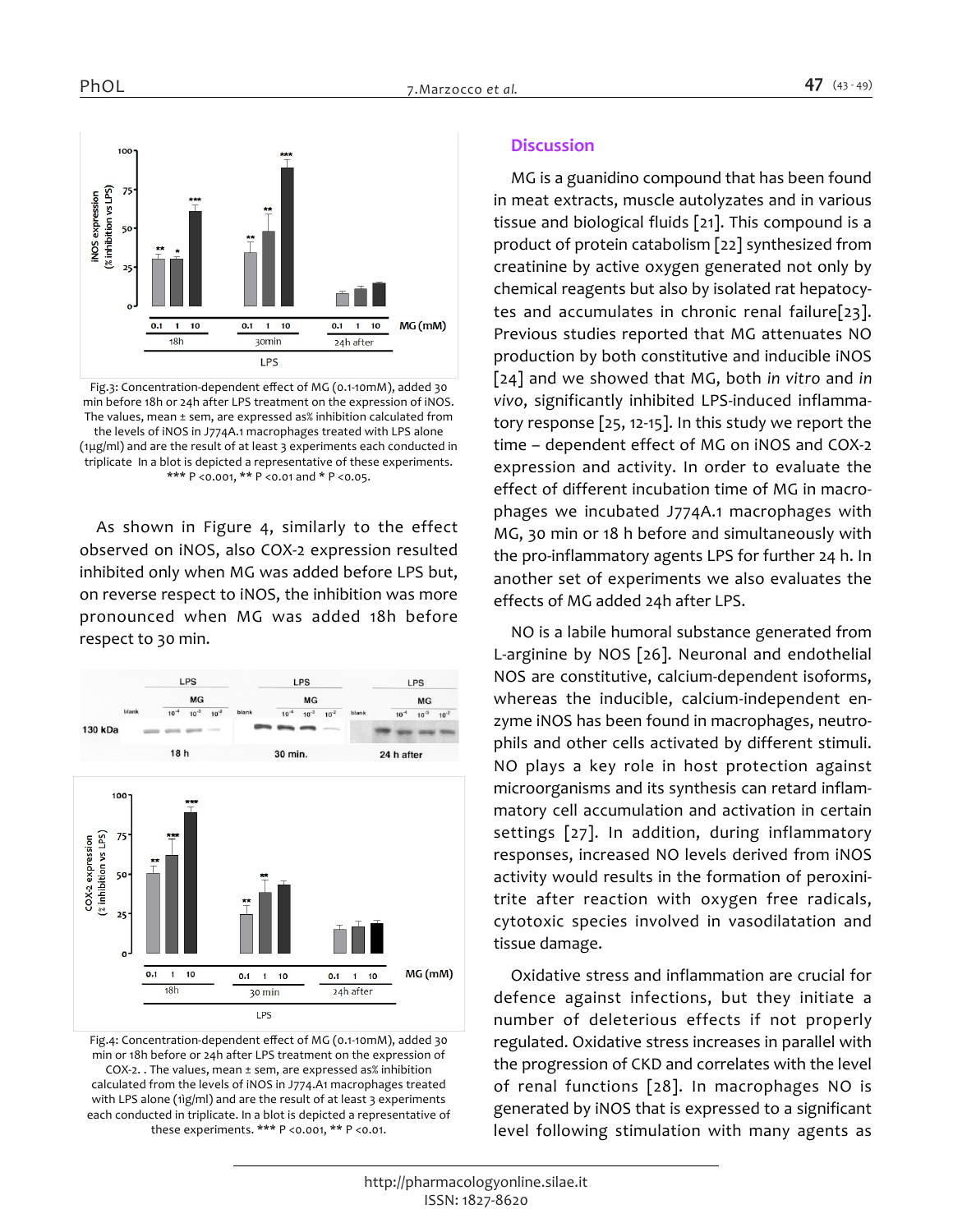Fig.3: Concentration-dependent effect of MG (0.1-10mM), added 30 min before 18h or 24h after LPS treatment on the expression of iNOS. The values, mean ± sem, are expressed as% inhibition calculated from the levels of iNOS in J774A.1 macrophages treated with LPS alone (1µg/ml) and are the result of at least 3 experiments each conducted in triplicate In a blot is depicted a representative of these experiments. *** P <0.001, ** P <0.01 and * P <0.05.

As shown in Figure 4, similarly to the effect observed on iNOS, also COX-2 expression resulted inhibited only when MG was added before LPS but, on reverse respect to iNOS, the inhibition was more pronounced when MG was added 18h before respect to 30 min.

Fig.4: Concentration-dependent effect of MG (0.1-10mM), added 30 min or 18h before or 24h after LPS treatment on the expression of COX-2. . The values, mean ± sem, are expressed as% inhibition calculated from the levels of iNOS in J774.A1 macrophages treated with LPS alone (1ìg/ml) and are the result of at least 3 experiments each conducted in triplicate. In a blot is depicted a representative of these experiments. *** P <0.001, ** P <0.01.

## Discussion

MG is a guanidino compound that has been found in meat extracts, muscle autolyzates and in various tissue and biological fluids [21]. This compound is a product of protein catabolism [22] synthesized from creatinine by active oxygen generated not only by chemical reagents but also by isolated rat hepatocytes and accumulates in chronic renal failure[23]. Previous studies reported that MG attenuates NO production by both constitutive and inducible iNOS [24] and we showed that MG, both *in vitro* and *in vivo*, significantly inhibited LPS-induced inflammatory response [25, 12-15]. In this study we report the time – dependent effect of MG on iNOS and COX-2 expression and activity. In order to evaluate the effect of different incubation time of MG in macrophages we incubated J774A.1 macrophages with MG, 30 min or 18 h before and simultaneously with the pro-inflammatory agents LPS for further 24 h. In another set of experiments we also evaluates the effects of MG added 24h after LPS.

NO is a labile humoral substance generated from L-arginine by NOS [26]. Neuronal and endothelial NOS are constitutive, calcium-dependent isoforms, whereas the inducible, calcium-independent enzyme iNOS has been found in macrophages, neutrophils and other cells activated by different stimuli. NO plays a key role in host protection against microorganisms and its synthesis can retard inflammatory cell accumulation and activation in certain settings [27]. In addition, during inflammatory responses, increased NO levels derived from iNOS activity would results in the formation of peroxinitrite after reaction with oxygen free radicals, cytotoxic species involved in vasodilatation and tissue damage.

Oxidative stress and inflammation are crucial for defence against infections, but they initiate a number of deleterious effects if not properly regulated. Oxidative stress increases in parallel with the progression of CKD and correlates with the level of renal functions [28]. In macrophages NO is generated by iNOS that is expressed to a significant level following stimulation with many agents as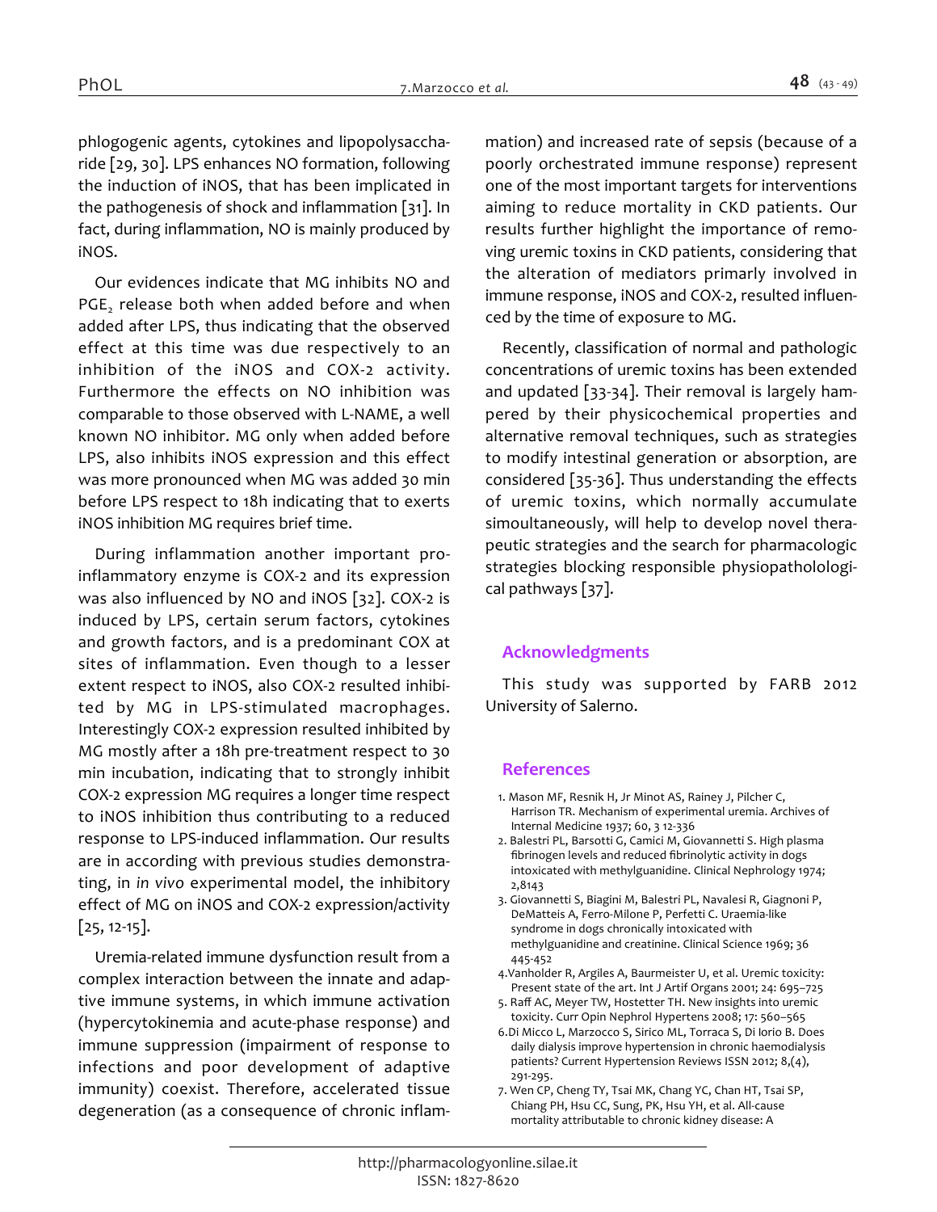phlogogenic agents, cytokines and lipopolysaccharide [29, 30]. LPS enhances NO formation, following the induction of iNOS, that has been implicated in the pathogenesis of shock and inflammation [31]. In fact, during inflammation, NO is mainly produced by iNOS.

Our evidences indicate that MG inhibits NO and $PGE_2$ release both when added before and when added after LPS, thus indicating that the observed effect at this time was due respectively to an inhibition of the iNOS and COX-2 activity. Furthermore the effects on NO inhibition was comparable to those observed with L-NAME, a well known NO inhibitor. MG only when added before LPS, also inhibits iNOS expression and this effect was more pronounced when MG was added 30 min before LPS respect to 18h indicating that to exerts iNOS inhibition MG requires brief time.

During inflammation another important pro-inflammatory enzyme is COX-2 and its expression was also influenced by NO and iNOS [32]. COX-2 is induced by LPS, certain serum factors, cytokines and growth factors, and is a predominant COX at sites of inflammation. Even though to a lesser extent respect to iNOS, also COX-2 resulted inhibited by MG in LPS-stimulated macrophages. Interestingly COX-2 expression resulted inhibited by MG mostly after a 18h pre-treatment respect to 30 min incubation, indicating that to strongly inhibit COX-2 expression MG requires a longer time respect to iNOS inhibition thus contributing to a reduced response to LPS-induced inflammation. Our results are in according with previous studies demonstrating, in *in vivo* experimental model, the inhibitory effect of MG on iNOS and COX-2 expression/activity [25, 12-15].

Uremia-related immune dysfunction result from a complex interaction between the innate and adaptive immune systems, in which immune activation (hypercytokinemia and acute-phase response) and immune suppression (impairment of response to infections and poor development of adaptive immunity) coexist. Therefore, accelerated tissue degeneration (as a consequence of chronic inflammation) and increased rate of sepsis (because of a poorly orchestrated immune response) represent one of the most important targets for interventions aiming to reduce mortality in CKD patients. Our results further highlight the importance of removing uremic toxins in CKD patients, considering that the alteration of mediators primarly involved in immune response, iNOS and COX-2, resulted influenced by the time of exposure to MG.

Recently, classification of normal and pathologic concentrations of uremic toxins has been extended and updated [33-34]. Their removal is largely hampered by their physicochemical properties and alternative removal techniques, such as strategies to modify intestinal generation or absorption, are considered [35-36]. Thus understanding the effects of uremic toxins, which normally accumulate simoultaneously, will help to develop novel therapeutic strategies and the search for pharmacologic strategies blocking responsible physiopatholological pathways [37].

## Acknowledgments

This study was supported by FARB 2012 University of Salerno.

## References

1. Mason MF, Resnik H, Jr Minot AS, Rainey J, Pilcher C, Harrison TR. Mechanism of experimental uremia. Archives of Internal Medicine 1937; 60, 3 12-336
2. Balestri PL, Barsotti G, Camici M, Giovannetti S. High plasma fibrinogen levels and reduced fibrinolytic activity in dogs intoxicated with methylguanidine. Clinical Nephrology 1974; 2,8143
3. Giovannetti S, Biagini M, Balestri PL, Navalesi R, Giagnoni P, DeMatteis A, Ferro-Milone P, Perfetti C. Uraemia-like syndrome in dogs chronically intoxicated with methylguanidine and creatinine. Clinical Science 1969; 36 445-452
4. Vanholder R, Argiles A, Baurmeister U, et al. Uremic toxicity: Present state of the art. Int J Artif Organs 2001; 24: 695–725
5. Raff AC, Meyer TW, Hostetter TH. New insights into uremic toxicity. Curr Opin Nephrol Hypertens 2008; 17: 560–565
6. Di Micco L, Marzocco S, Sirico ML, Torraca S, Di Iorio B. Does daily dialysis improve hypertension in chronic haemodialysis patients? Current Hypertension Reviews ISSN 2012; 8,(4), 291-295.
7. Wen CP, Cheng TY, Tsai MK, Chang YC, Chan HT, Tsai SP, Chiang PH, Hsu CC, Sung, PK, Hsu YH, et al. All-cause mortality attributable to chronic kidney disease: A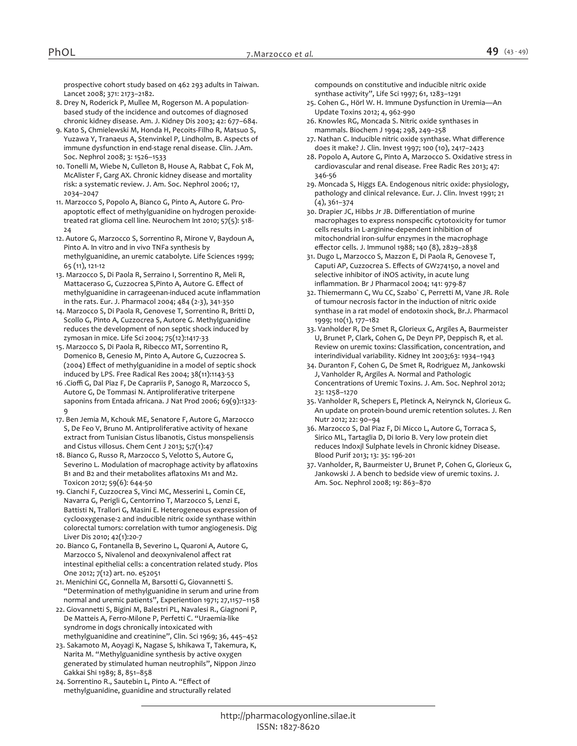prospective cohort study based on 462 293 adults in Taiwan. Lancet 2008; 371: 2173–2182.

8. Drey N, Roderick P, Mullee M, Rogerson M. A population-based study of the incidence and outcomes of diagnosed chronic kidney disease. Am. J. Kidney Dis 2003; 42: 677–684.
9. Kato S, Chmielewski M, Honda H, Pecoits-Filho R, Matsuo S, Yuzawa Y, Tranaeus A, Stenvinkel P, Lindholm, B. Aspects of immune dysfunction in end-stage renal disease. Clin. J.Am. Soc. Nephrol 2008; 3: 1526–1533
10. Tonelli M, Wiebe N, Culleton B, House A, Rabbat C, Fok M, McAlister F, Garg AX. Chronic kidney disease and mortality risk: a systematic review. J. Am. Soc. Nephrol 2006; 17, 2034–2047
11. Marzocco S, Popolo A, Bianco G, Pinto A, Autore G. Pro-apoptotic effect of methylguanidine on hydrogen peroxide-treated rat glioma cell line. Neurochem Int 2010; 57(5): 518-24
12. Autore G, Marzocco S, Sorrentino R, Mirone V, Baydoun A, Pinto A. In vitro and in vivo TNFa synthesis by methylguanidine, an uremic catabolyte. Life Sciences 1999; 65 (11), 121-12
13. Marzocco S, Di Paola R, Serraino I, Sorrentino R, Meli R, Mattaceraso G, Cuzzocrea S,Pinto A, Autore G. Effect of methylguanidine in carrageenan-induced acute inflammation in the rats. Eur. J. Pharmacol 2004; 484 (2-3), 341-350
14. Marzocco S, Di Paola R, Genovese T, Sorrentino R, Britti D, Scollo G, Pinto A, Cuzzocrea S, Autore G. Methylguanidine reduces the development of non septic shock induced by zymosan in mice. Life Sci 2004; 75(12):1417-33
15. Marzocco S, Di Paola R, Ribecco MT, Sorrentino R, Domenico B, Genesio M, Pinto A, Autore G, Cuzzocrea S. (2004) Effect of methylguanidine in a model of septic shock induced by LPS. Free Radical Res 2004; 38(11):1143-53
16. Cioffi G, Dal Piaz F, De Caprariis P, Sanogo R, Marzocco S, Autore G, De Tommasi N. Antiproliferative triterpene saponins from Entada africana. J Nat Prod 2006; 69(9):1323-9
17. Ben Jemia M, Kchouk ME, Senatore F, Autore G, Marzocco S, De Feo V, Bruno M. Antiproliferative activity of hexane extract from Tunisian Cistus libanotis, Cistus monspeliensis and Cistus villosus. Chem Cent J 2013; 5;7(1):47
18. Bianco G, Russo R, Marzocco S, Velotto S, Autore G, Severino L. Modulation of macrophage activity by aflatoxins B1 and B2 and their metabolites aflatoxins M1 and M2. Toxicon 2012; 59(6): 644-50
19. Cianchi F, Cuzzocrea S, Vinci MC, Messerini L, Comin CE, Navarra G, Perigli G, Centorrino T, Marzocco S, Lenzi E, Battisti N, Trallori G, Masini E. Heterogeneous expression of cyclooxygenase-2 and inducible nitric oxide synthase within colorectal tumors: correlation with tumor angiogenesis. Dig Liver Dis 2010; 42(1):20-7
20. Bianco G, Fontanella B, Severino L, Quaroni A, Autore G, Marzocco S, Nivalenol and deoxynivalenol affect rat intestinal epithelial cells: a concentration related study. Plos One 2012; 7(12) art. no. e52051
21. Menichini GC, Gonnella M, Barsotti G, Giovannetti S. "Determination of methylguanidine in serum and urine from normal and uremic patients", Experiention 1971; 27,1157–1158
22. Giovannetti S, Bigini M, Balestri PL, Navalesi R., Giagnoni P, De Matteis A, Ferro-Milone P, Perfetti C. "Uraemia-like syndrome in dogs chronically intoxicated with methylguanidine and creatinine", Clin. Sci 1969; 36, 445–452
23. Sakamoto M, Aoyagi K, Nagase S, Ishikawa T, Takemura, K, Narita M. "Methylguanidine synthesis by active oxygen generated by stimulated human neutrophils", Nippon Jinzo Gakkai Shi 1989; 8, 851–858
24. Sorrentino R., Sautebin L, Pinto A. "Effect of methylguanidine, guanidine and structurally related compounds on constitutive and inducible nitric oxide synthase activity", Life Sci 1997; 61, 1283–1291
25. Cohen G., Hörl W. H. Immune Dysfunction in Uremia—An Update Toxins 2012; 4, 962-990
26. Knowles RG, Moncada S. Nitric oxide synthases in mammals. Biochem J 1994; 298, 249–258
27. Nathan C. Inducible nitric oxide synthase. What difference does it make? J. Clin. Invest 1997; 100 (10), 2417–2423
28. Popolo A, Autore G, Pinto A, Marzocco S. Oxidative stress in cardiovascular and renal disease. Free Radic Res 2013; 47: 346-56
29. Moncada S, Higgs EA. Endogenous nitric oxide: physiology, pathology and clinical relevance. Eur. J. Clin. Invest 1991; 21 (4), 361–374
30. Drapier JC, Hibbs Jr JB. Differentiation of murine macrophages to express nonspecific cytotoxicity for tumor cells results in L-arginine-dependent inhibition of mitochondrial iron-sulfur enzymes in the macrophage effector cells. J. Immunol 1988; 140 (8), 2829–2838
31. Dugo L, Marzocco S, Mazzon E, Di Paola R, Genovese T, Caputi AP, Cuzzocrea S. Effects of GW274150, a novel and selective inhibitor of iNOS activity, in acute lung inflammation. Br J Pharmacol 2004; 141: 979-87
32. Thiemermann C, Wu CC, Szabo` C, Perretti M, Vane JR. Role of tumour necrosis factor in the induction of nitric oxide synthase in a rat model of endotoxin shock, Br.J. Pharmacol 1999; 110(1), 177–182
33. Vanholder R, De Smet R, Glorieux G, Argiles A, Baurmeister U, Brunet P, Clark, Cohen G, De Deyn PP, Deppisch R, et al. Review on uremic toxins: Classification, concentration, and interindividual variability. Kidney Int 2003;63: 1934–1943
34. Duranton F, Cohen G, De Smet R, Rodriguez M, Jankowski J, Vanholder R, Argiles A. Normal and Pathologic Concentrations of Uremic Toxins. J. Am. Soc. Nephrol 2012; 23: 1258–1270
35. Vanholder R, Schepers E, Pletinck A, Neirynck N, Glorieux G. An update on protein-bound uremic retention solutes. J. Ren Nutr 2012; 22: 90–94
36. Marzocco S, Dal Piaz F, Di Micco L, Autore G, Torraca S, Sirico ML, Tartaglia D, Di Iorio B. Very low protein diet reduces Indoxjl Sulphate levels in Chronic kidney Disease. Blood Purif 2013; 13: 35: 196-201
37. Vanholder, R, Baurmeister U, Brunet P, Cohen G, Glorieux G, Jankowski J. A bench to bedside view of uremic toxins. J. Am. Soc. Nephrol 2008; 19: 863–870